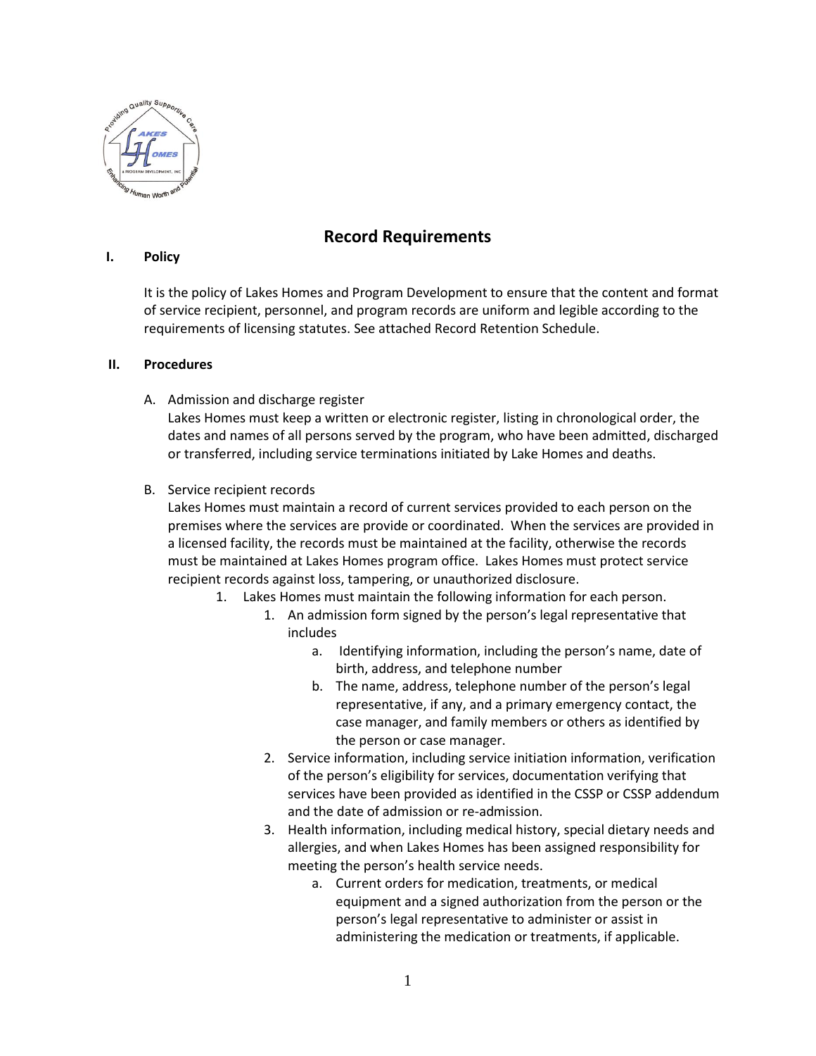# Record Requirements

**I. Policy**

It is the policy of Lakes Homes and Program Development to ensure that the content and format of service recipient, personnel, and program records are uniform and legible according to the requirements of licensing statutes. See attached Record Retention Schedule.

**II. Procedures**

A. Admission and discharge register
Lakes Homes must keep a written or electronic register, listing in chronological order, the dates and names of all persons served by the program, who have been admitted, discharged or transferred, including service terminations initiated by Lake Homes and deaths.

B. Service recipient records
Lakes Homes must maintain a record of current services provided to each person on the premises where the services are provide or coordinated. When the services are provided in a licensed facility, the records must be maintained at the facility, otherwise the records must be maintained at Lakes Homes program office. Lakes Homes must protect service recipient records against loss, tampering, or unauthorized disclosure.

1. Lakes Homes must maintain the following information for each person.
    1. An admission form signed by the person's legal representative that includes
        a. Identifying information, including the person's name, date of birth, address, and telephone number
        b. The name, address, telephone number of the person's legal representative, if any, and a primary emergency contact, the case manager, and family members or others as identified by the person or case manager.
    2. Service information, including service initiation information, verification of the person's eligibility for services, documentation verifying that services have been provided as identified in the CSSP or CSSP addendum and the date of admission or re-admission.
    3. Health information, including medical history, special dietary needs and allergies, and when Lakes Homes has been assigned responsibility for meeting the person's health service needs.
        a. Current orders for medication, treatments, or medical equipment and a signed authorization from the person or the person's legal representative to administer or assist in administering the medication or treatments, if applicable.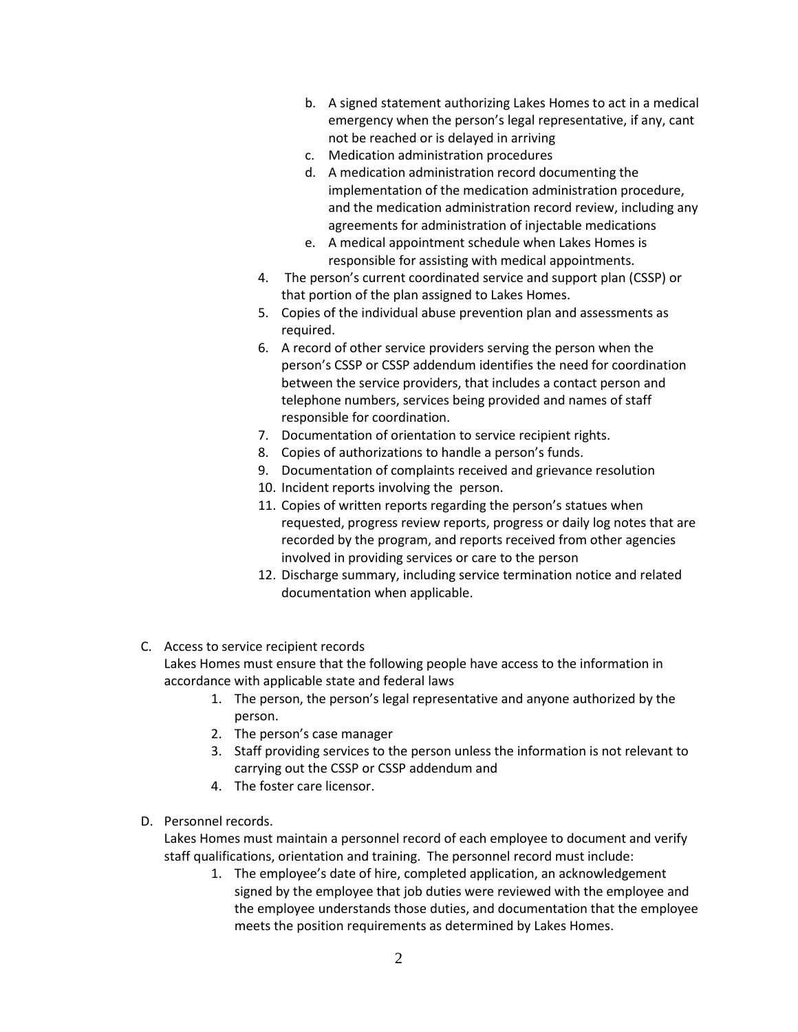b. A signed statement authorizing Lakes Homes to act in a medical emergency when the person's legal representative, if any, cant not be reached or is delayed in arriving
   c. Medication administration procedures
   d. A medication administration record documenting the implementation of the medication administration procedure, and the medication administration record review, including any agreements for administration of injectable medications
   e. A medical appointment schedule when Lakes Homes is responsible for assisting with medical appointments.
4. The person's current coordinated service and support plan (CSSP) or that portion of the plan assigned to Lakes Homes.
5. Copies of the individual abuse prevention plan and assessments as required.
6. A record of other service providers serving the person when the person's CSSP or CSSP addendum identifies the need for coordination between the service providers, that includes a contact person and telephone numbers, services being provided and names of staff responsible for coordination.
7. Documentation of orientation to service recipient rights.
8. Copies of authorizations to handle a person's funds.
9. Documentation of complaints received and grievance resolution
10. Incident reports involving the person.
11. Copies of written reports regarding the person's statues when requested, progress review reports, progress or daily log notes that are recorded by the program, and reports received from other agencies involved in providing services or care to the person
12. Discharge summary, including service termination notice and related documentation when applicable.

C. Access to service recipient records

Lakes Homes must ensure that the following people have access to the information in accordance with applicable state and federal laws

1. The person, the person's legal representative and anyone authorized by the person.
2. The person's case manager
3. Staff providing services to the person unless the information is not relevant to carrying out the CSSP or CSSP addendum and
4. The foster care licensor.

D. Personnel records.

Lakes Homes must maintain a personnel record of each employee to document and verify staff qualifications, orientation and training. The personnel record must include:

1. The employee's date of hire, completed application, an acknowledgement signed by the employee that job duties were reviewed with the employee and the employee understands those duties, and documentation that the employee meets the position requirements as determined by Lakes Homes.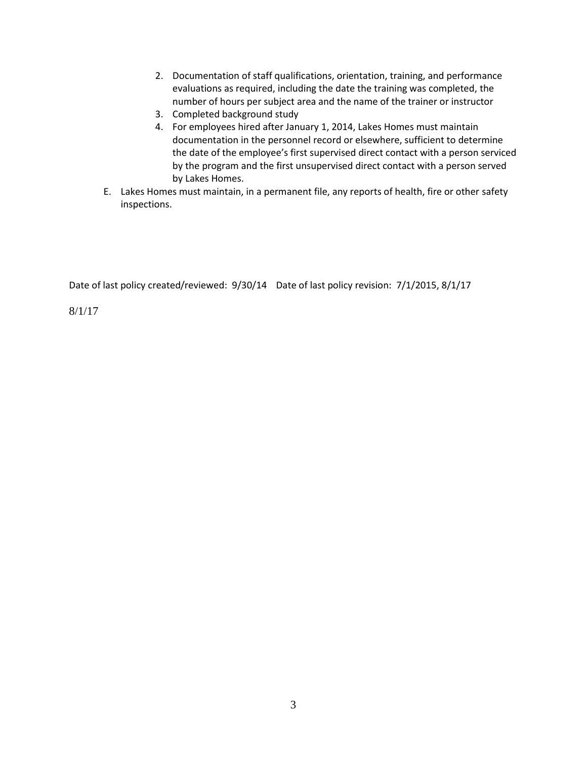2. Documentation of staff qualifications, orientation, training, and performance evaluations as required, including the date the training was completed, the number of hours per subject area and the name of the trainer or instructor
3. Completed background study
4. For employees hired after January 1, 2014, Lakes Homes must maintain documentation in the personnel record or elsewhere, sufficient to determine the date of the employee's first supervised direct contact with a person serviced by the program and the first unsupervised direct contact with a person served by Lakes Homes.

E. Lakes Homes must maintain, in a permanent file, any reports of health, fire or other safety inspections.

Date of last policy created/reviewed: 9/30/14 Date of last policy revision: 7/1/2015, 8/1/17

8/1/17